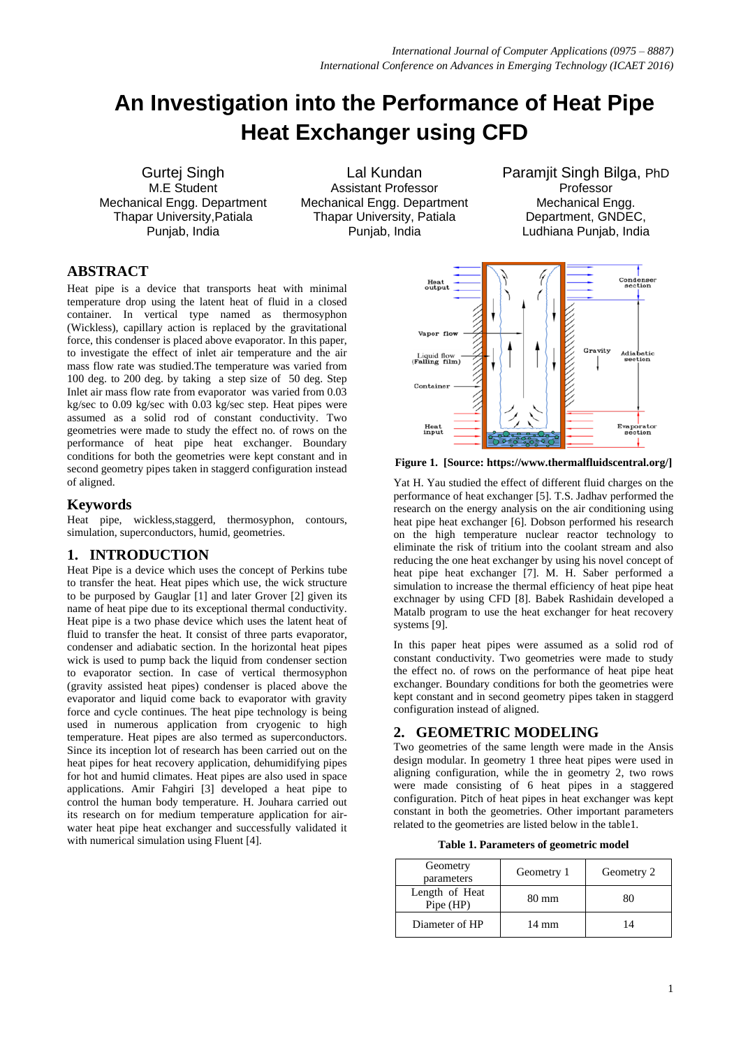# An Investigation into the Performance of Heat Pipe Heat Exchanger using CFD

Gurtej Singh
M.E Student
Mechanical Engg. Department
Thapar University,Patiala
Punjab, India

Lal Kundan
Assistant Professor
Mechanical Engg. Department
Thapar University, Patiala
Punjab, India

Paramjit Singh Bilga, PhD
Professor
Mechanical Engg.
Department, GNDEC,
Ludhiana Punjab, India

## ABSTRACT

Heat pipe is a device that transports heat with minimal temperature drop using the latent heat of fluid in a closed container. In vertical type named as thermosyphon (Wickless), capillary action is replaced by the gravitational force, this condenser is placed above evaporator. In this paper, to investigate the effect of inlet air temperature and the air mass flow rate was studied.The temperature was varied from 100 deg. to 200 deg. by taking a step size of 50 deg. Step Inlet air mass flow rate from evaporator was varied from 0.03 kg/sec to 0.09 kg/sec with 0.03 kg/sec step. Heat pipes were assumed as a solid rod of constant conductivity. Two geometries were made to study the effect no. of rows on the performance of heat pipe heat exchanger. Boundary conditions for both the geometries were kept constant and in second geometry pipes taken in staggerd configuration instead of aligned.

## Keywords

Heat pipe, wickless,staggerd, thermosyphon, contours, simulation, superconductors, humid, geometries.

## 1. INTRODUCTION

Heat Pipe is a device which uses the concept of Perkins tube to transfer the heat. Heat pipes which use, the wick structure to be purposed by Gauglar [1] and later Grover [2] given its name of heat pipe due to its exceptional thermal conductivity. Heat pipe is a two phase device which uses the latent heat of fluid to transfer the heat. It consist of three parts evaporator, condenser and adiabatic section. In the horizontal heat pipes wick is used to pump back the liquid from condenser section to evaporator section. In case of vertical thermosyphon (gravity assisted heat pipes) condenser is placed above the evaporator and liquid come back to evaporator with gravity force and cycle continues. The heat pipe technology is being used in numerous application from cryogenic to high temperature. Heat pipes are also termed as superconductors. Since its inception lot of research has been carried out on the heat pipes for heat recovery application, dehumidifying pipes for hot and humid climates. Heat pipes are also used in space applications. Amir Fahgiri [3] developed a heat pipe to control the human body temperature. H. Jouhara carried out its research on for medium temperature application for air-water heat pipe heat exchanger and successfully validated it with numerical simulation using Fluent [4].

**Figure 1. [Source: https://www.thermalfluidscentral.org/]**

Yat H. Yau studied the effect of different fluid charges on the performance of heat exchanger [5]. T.S. Jadhav performed the research on the energy analysis on the air conditioning using heat pipe heat exchanger [6]. Dobson performed his research on the high temperature nuclear reactor technology to eliminate the risk of tritium into the coolant stream and also reducing the one heat exchanger by using his novel concept of heat pipe heat exchanger [7]. M. H. Saber performed a simulation to increase the thermal efficiency of heat pipe heat exchanger by using CFD [8]. Babek Rashidain developed a Matalb program to use the heat exchanger for heat recovery systems [9].

In this paper heat pipes were assumed as a solid rod of constant conductivity. Two geometries were made to study the effect no. of rows on the performance of heat pipe heat exchanger. Boundary conditions for both the geometries were kept constant and in second geometry pipes taken in staggerd configuration instead of aligned.

## 2. GEOMETRIC MODELING

Two geometries of the same length were made in the Ansis design modular. In geometry 1 three heat pipes were used in aligning configuration, while the in geometry 2, two rows were made consisting of 6 heat pipes in a staggered configuration. Pitch of heat pipes in heat exchanger was kept constant in both the geometries. Other important parameters related to the geometries are listed below in the table1.

**Table 1. Parameters of geometric model**

| Geometry parameters | Geometry 1 | Geometry 2 |
|---|---|---|
| Length of Heat Pipe (HP) | 80 mm | 80 |
| Diameter of HP | 14 mm | 14 |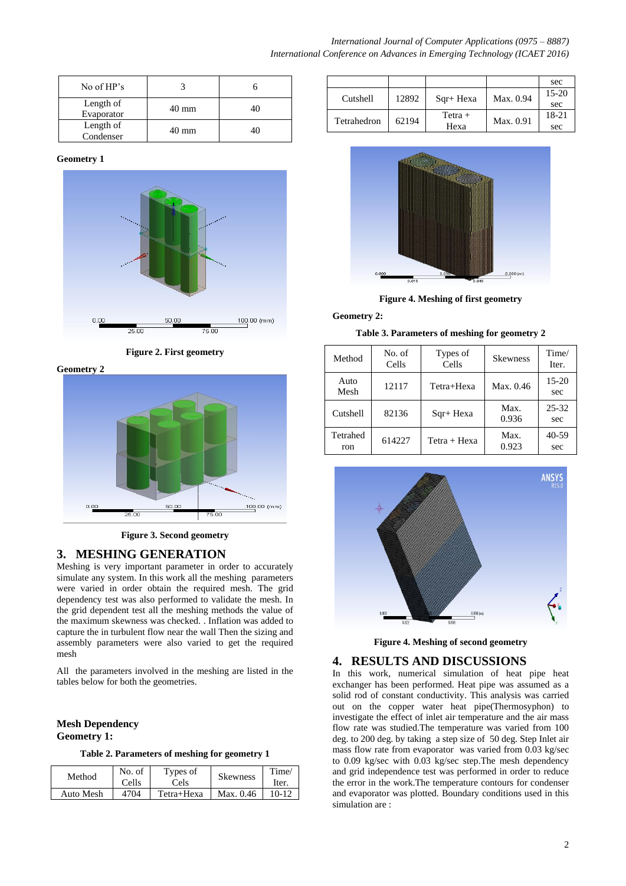| No of HP's | 3 | 6 |
|---|---|---|
| Length of Evaporator | 40 mm | 40 |
| Length of Condenser | 40 mm | 40 |

**Geometry 1**

Figure 2. First geometry

**Geometry 2**

Figure 3. Second geometry

## 3. MESHING GENERATION

Meshing is very important parameter in order to accurately simulate any system. In this work all the meshing parameters were varied in order obtain the required mesh. The grid dependency test was also performed to validate the mesh. In the grid dependent test all the meshing methods the value of the maximum skewness was checked. . Inflation was added to capture the in turbulent flow near the wall Then the sizing and assembly parameters were also varied to get the required mesh

All the parameters involved in the meshing are listed in the tables below for both the geometries.

**Mesh Dependency**
**Geometry 1:**

**Table 2. Parameters of meshing for geometry 1**

| Method | No. of Cells | Types of Cels | Skewness | Time/ Iter. |
|---|---|---|---|---|
| Auto Mesh | 4704 | Tetra+Hexa | Max. 0.46 | 10-12 sec |
| Cutshell | 12892 | Sqr+ Hexa | Max. 0.94 | 15-20 sec |
| Tetrahedron | 62194 | Tetra + Hexa | Max. 0.91 | 18-21 sec |

**Figure 4. Meshing of first geometry**

**Geometry 2:**

**Table 3. Parameters of meshing for geometry 2**

| Method | No. of Cells | Types of Cells | Skewness | Time/ Iter. |
|---|---|---|---|---|
| Auto Mesh | 12117 | Tetra+Hexa | Max. 0.46 | 15-20 sec |
| Cutshell | 82136 | Sqr+ Hexa | Max. 0.936 | 25-32 sec |
| Tetrahedron | 614227 | Tetra + Hexa | Max. 0.923 | 40-59 sec |

**Figure 4. Meshing of second geometry**

## 4. RESULTS AND DISCUSSIONS

In this work, numerical simulation of heat pipe heat exchanger has been performed. Heat pipe was assumed as a solid rod of constant conductivity. This analysis was carried out on the copper water heat pipe(Thermosyphon) to investigate the effect of inlet air temperature and the air mass flow rate was studied.The temperature was varied from 100 deg. to 200 deg. by taking a step size of 50 deg. Step Inlet air mass flow rate from evaporator was varied from 0.03 kg/sec to 0.09 kg/sec with 0.03 kg/sec step.The mesh dependency and grid independence test was performed in order to reduce the error in the work.The temperature contours for condenser and evaporator was plotted. Boundary conditions used in this simulation are :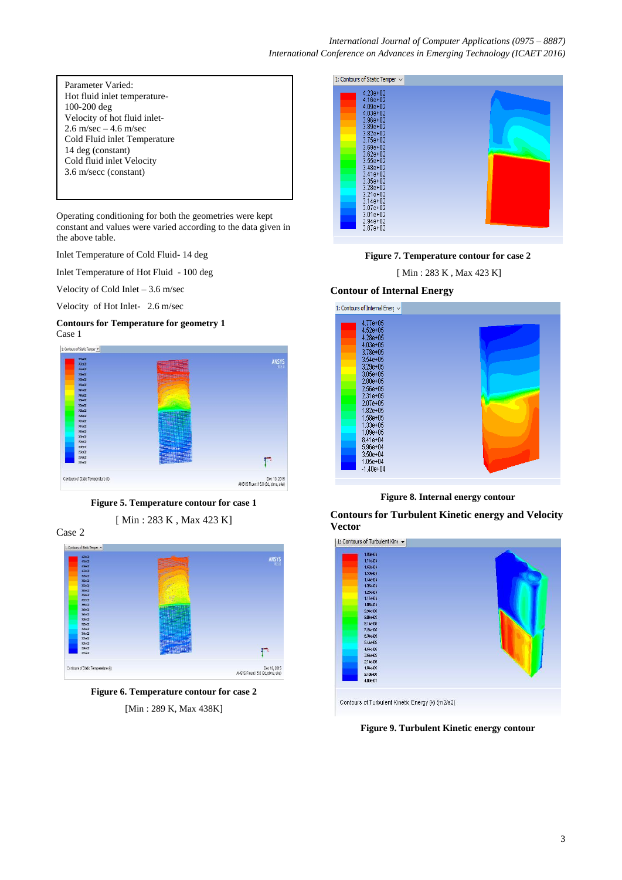Parameter Varied:
Hot fluid inlet temperature-
100-200 deg
Velocity of hot fluid inlet-
2.6 m/sec – 4.6 m/sec
Cold Fluid inlet Temperature
14 deg (constant)
Cold fluid inlet Velocity
3.6 m/secc (constant)

Operating conditioning for both the geometries were kept constant and values were varied according to the data given in the above table.

Inlet Temperature of Cold Fluid- 14 deg

Inlet Temperature of Hot Fluid - 100 deg

Velocity of Cold Inlet – 3.6 m/sec

Velocity of Hot Inlet- 2.6 m/sec

**Contours for Temperature for geometry 1**

Case 1

**Figure 5. Temperature contour for case 1**

[ Min : 283 K , Max 423 K]

Case 2

**Figure 6. Temperature contour for case 2**

[Min : 289 K, Max 438K]

**Figure 7. Temperature contour for case 2**

[ Min : 283 K , Max 423 K]

### Contour of Internal Energy

**Figure 8. Internal energy contour**

### Contours for Turbulent Kinetic energy and Velocity Vector

**Figure 9. Turbulent Kinetic energy contour**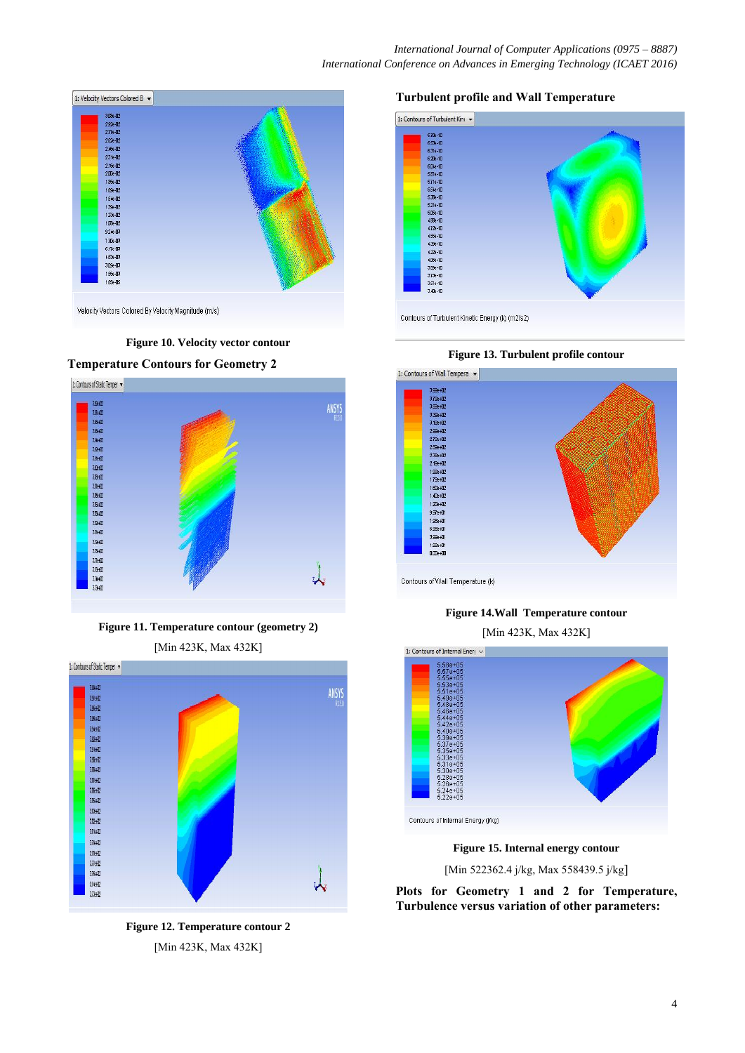Figure 10. Velocity vector contour

**Temperature Contours for Geometry 2**

Figure 11. Temperature contour (geometry 2)

[Min 423K, Max 432K]

Figure 12. Temperature contour 2

[Min 423K, Max 432K]

**Turbulent profile and Wall Temperature**

Figure 13. Turbulent profile contour

Figure 14.Wall Temperature contour

[Min 423K, Max 432K]

Figure 15. Internal energy contour

[Min 522362.4 j/kg, Max 558439.5 j/kg]

**Plots for Geometry 1 and 2 for Temperature, Turbulence versus variation of other parameters:**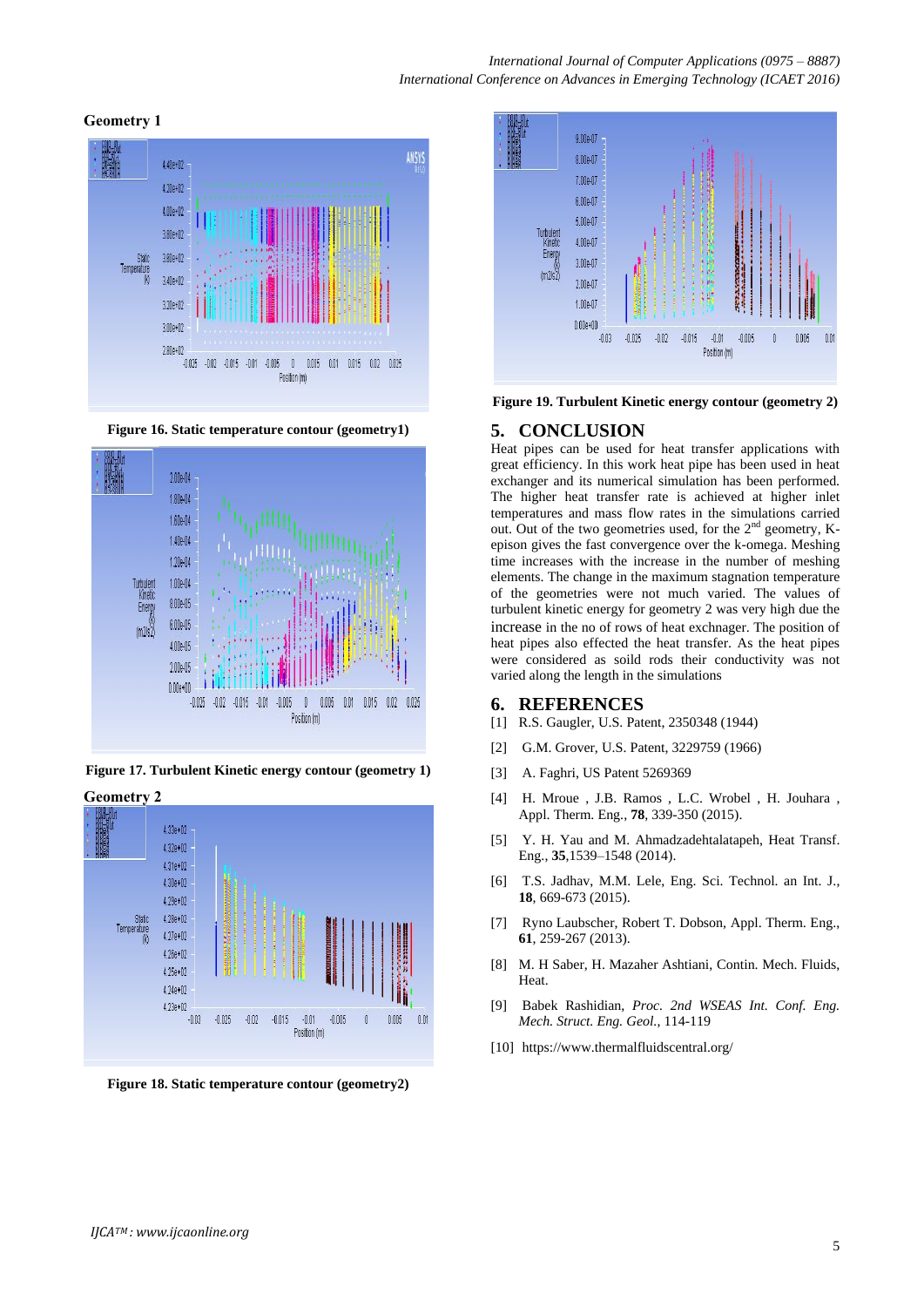### Geometry 1

ANSYS

Static Temperature (K)

4.40e+02
4.20e+02
4.00e+02
3.80e+02
3.60e+02
3.40e+02
3.20e+02
3.00e+02
2.80e+02

-0.025 -0.02 -0.015 -0.01 -0.005 0 0.005 0.01 0.015 0.02 0.025

Position (m)

**Figure 16. Static temperature contour (geometry1)**

Turbulent Kinetic Energy (k) (m2/s2)

2.00e-04
1.80e-04
1.60e-04
1.40e-04
1.20e-04
1.00e-04
8.00e-05
6.00e-05
4.00e-05
2.00e-05
0.00e+00

-0.025 -0.02 -0.015 -0.01 -0.005 0 0.005 0.01 0.015 0.02 0.025

Position (m)

**Figure 17. Turbulent Kinetic energy contour (geometry 1)**

### Geometry 2

Static Temperature (K)

4.33e+02
4.32e+02
4.31e+02
4.30e+02
4.29e+02
4.28e+02
4.27e+02
4.26e+02
4.25e+02
4.24e+02
4.23e+02

-0.03 -0.025 -0.02 -0.015 -0.01 -0.005 0 0.005 0.01

Position (m)

**Figure 18. Static temperature contour (geometry2)**

Turbulent Kinetic Energy (k) (m2/s2)

9.00e-07
8.00e-07
7.00e-07
6.00e-07
5.00e-07
4.00e-07
3.00e-07
2.00e-07
1.00e-07
0.00e+00

-0.03 -0.025 -0.02 -0.015 -0.01 -0.005 0 0.005 0.01

Position (m)

**Figure 19. Turbulent Kinetic energy contour (geometry 2)**

## 5. CONCLUSION

Heat pipes can be used for heat transfer applications with great efficiency. In this work heat pipe has been used in heat exchanger and its numerical simulation has been performed. The higher heat transfer rate is achieved at higher inlet temperatures and mass flow rates in the simulations carried out. Out of the two geometries used, for the 2nd geometry, K-epison gives the fast convergence over the k-omega. Meshing time increases with the increase in the number of meshing elements. The change in the maximum stagnation temperature of the geometries were not much varied. The values of turbulent kinetic energy for geometry 2 was very high due the increase in the no of rows of heat exchnager. The position of heat pipes also effected the heat transfer. As the heat pipes were considered as soild rods their conductivity was not varied along the length in the simulations

## 6. REFERENCES

[1] R.S. Gaugler, U.S. Patent, 2350348 (1944)

[2] G.M. Grover, U.S. Patent, 3229759 (1966)

[3] A. Faghri, US Patent 5269369

[4] H. Mroue , J.B. Ramos , L.C. Wrobel , H. Jouhara , Appl. Therm. Eng., **78**, 339-350 (2015).

[5] Y. H. Yau and M. Ahmadzadehtalatapeh, Heat Transf. Eng., **35**,1539–1548 (2014).

[6] T.S. Jadhav, M.M. Lele, Eng. Sci. Technol. an Int. J., **18**, 669-673 (2015).

[7] Ryno Laubscher, Robert T. Dobson, Appl. Therm. Eng., **61**, 259-267 (2013).

[8] M. H Saber, H. Mazaher Ashtiani, Contin. Mech. Fluids, Heat.

[9] Babek Rashidian, *Proc. 2nd WSEAS Int. Conf. Eng. Mech. Struct. Eng. Geol.*, 114-119

[10] https://www.thermalfluidscentral.org/